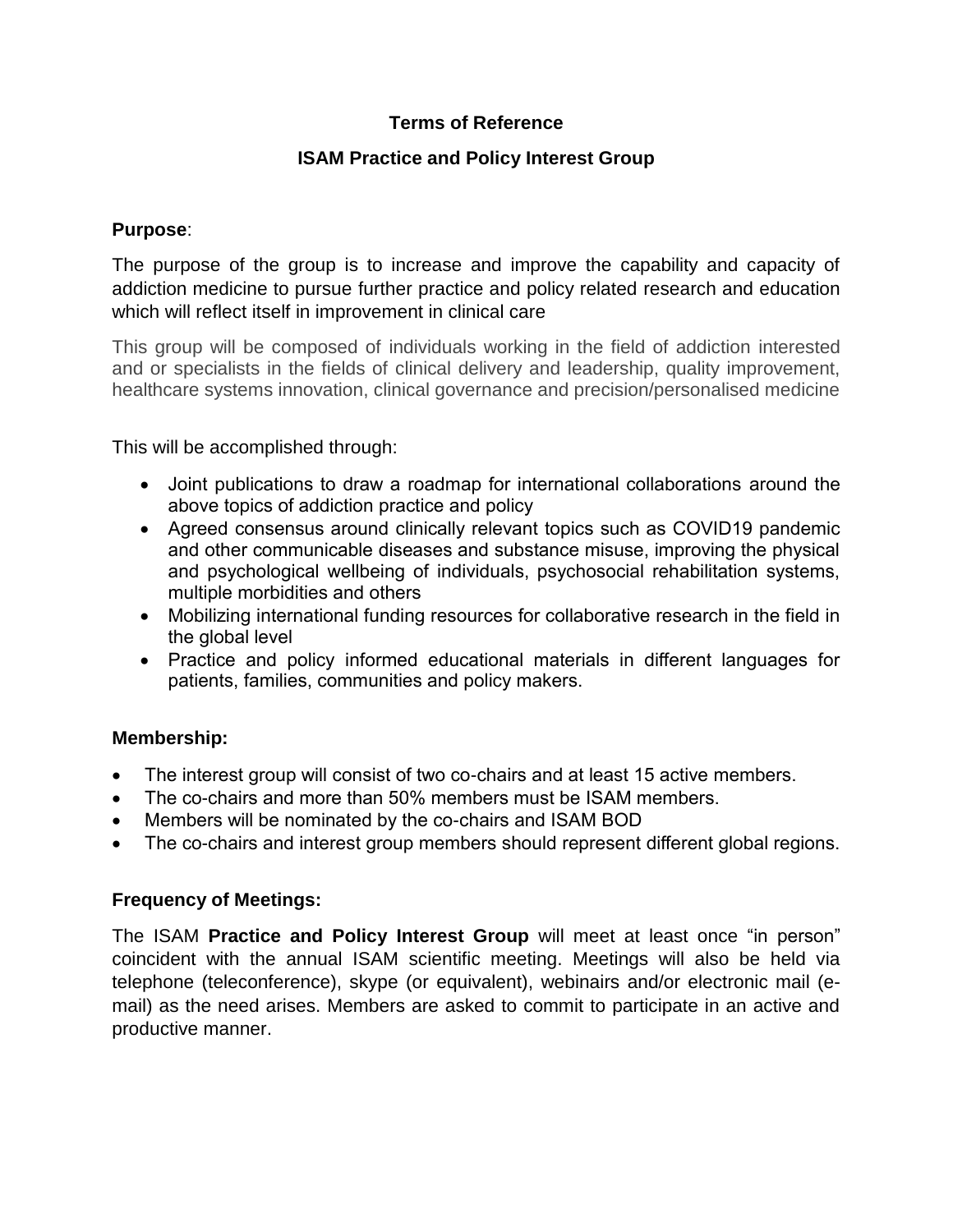# Terms of Reference

## ISAM Practice and Policy Interest Group

**Purpose**:

The purpose of the group is to increase and improve the capability and capacity of addiction medicine to pursue further practice and policy related research and education which will reflect itself in improvement in clinical care

This group will be composed of individuals working in the field of addiction interested and or specialists in the fields of clinical delivery and leadership, quality improvement, healthcare systems innovation, clinical governance and precision/personalised medicine

This will be accomplished through:

- Joint publications to draw a roadmap for international collaborations around the above topics of addiction practice and policy
- Agreed consensus around clinically relevant topics such as COVID19 pandemic and other communicable diseases and substance misuse, improving the physical and psychological wellbeing of individuals, psychosocial rehabilitation systems, multiple morbidities and others
- Mobilizing international funding resources for collaborative research in the field in the global level
- Practice and policy informed educational materials in different languages for patients, families, communities and policy makers.

**Membership:**

- The interest group will consist of two co-chairs and at least 15 active members.
- The co-chairs and more than 50% members must be ISAM members.
- Members will be nominated by the co-chairs and ISAM BOD
- The co-chairs and interest group members should represent different global regions.

**Frequency of Meetings:**

The ISAM **Practice and Policy Interest Group** will meet at least once "in person" coincident with the annual ISAM scientific meeting. Meetings will also be held via telephone (teleconference), skype (or equivalent), webinairs and/or electronic mail (e-mail) as the need arises. Members are asked to commit to participate in an active and productive manner.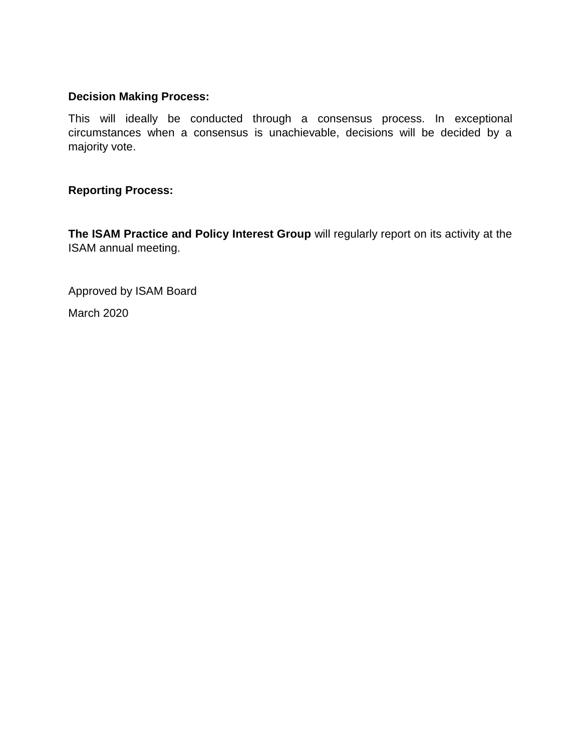**Decision Making Process:**

This will ideally be conducted through a consensus process. In exceptional circumstances when a consensus is unachievable, decisions will be decided by a majority vote.

**Reporting Process:**

**The ISAM Practice and Policy Interest Group** will regularly report on its activity at the ISAM annual meeting.

Approved by ISAM Board

March 2020